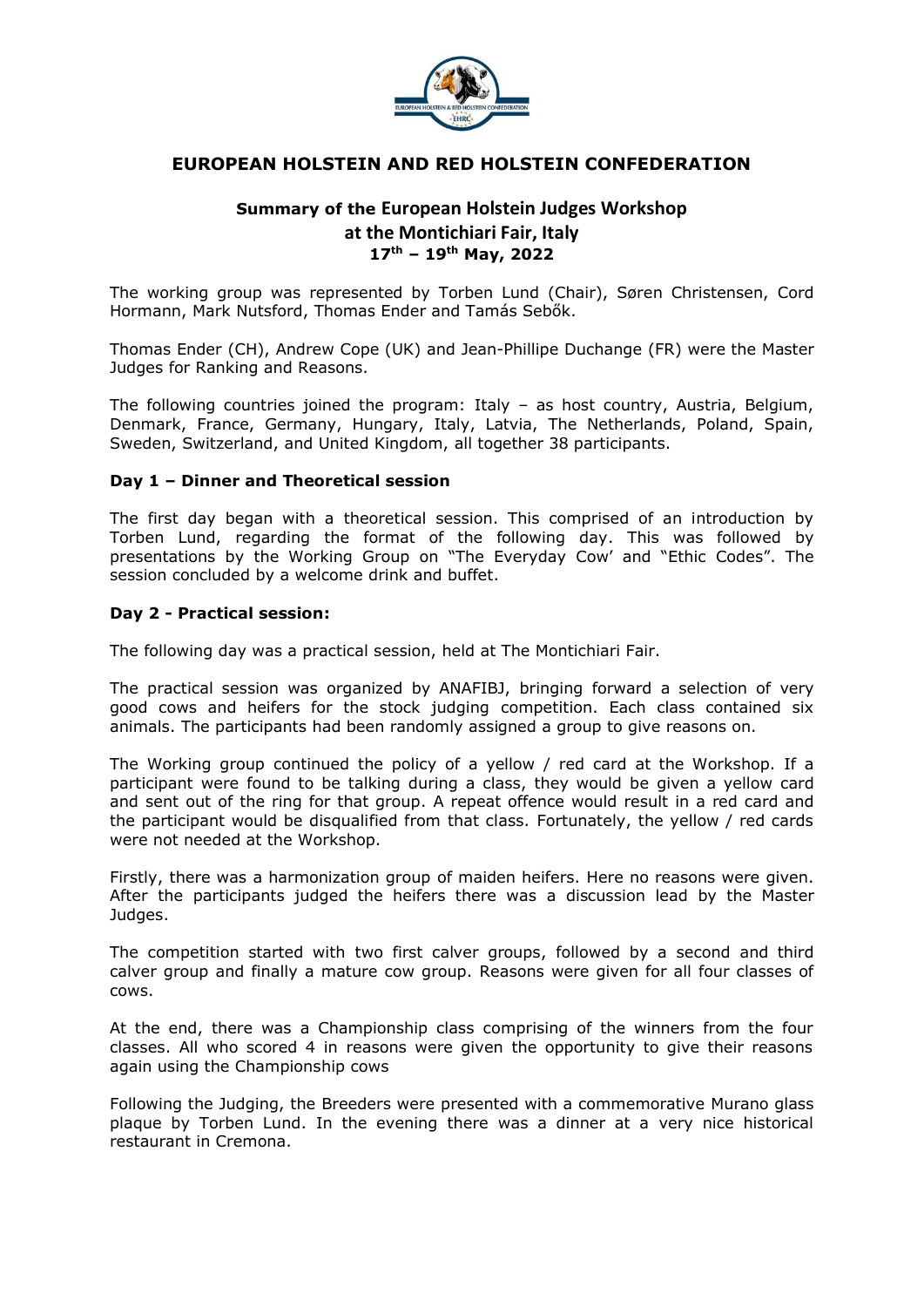# EUROPEAN HOLSTEIN AND RED HOLSTEIN CONFEDERATION

## Summary of the European Holstein Judges Workshop at the Montichiari Fair, Italy 17th – 19th May, 2022

The working group was represented by Torben Lund (Chair), Søren Christensen, Cord Hormann, Mark Nutsford, Thomas Ender and Tamás Sebők.

Thomas Ender (CH), Andrew Cope (UK) and Jean-Phillipe Duchange (FR) were the Master Judges for Ranking and Reasons.

The following countries joined the program: Italy – as host country, Austria, Belgium, Denmark, France, Germany, Hungary, Italy, Latvia, The Netherlands, Poland, Spain, Sweden, Switzerland, and United Kingdom, all together 38 participants.

### Day 1 – Dinner and Theoretical session

The first day began with a theoretical session. This comprised of an introduction by Torben Lund, regarding the format of the following day. This was followed by presentations by the Working Group on "The Everyday Cow' and "Ethic Codes". The session concluded by a welcome drink and buffet.

### Day 2 - Practical session:

The following day was a practical session, held at The Montichiari Fair.

The practical session was organized by ANAFIBJ, bringing forward a selection of very good cows and heifers for the stock judging competition. Each class contained six animals. The participants had been randomly assigned a group to give reasons on.

The Working group continued the policy of a yellow / red card at the Workshop. If a participant were found to be talking during a class, they would be given a yellow card and sent out of the ring for that group. A repeat offence would result in a red card and the participant would be disqualified from that class. Fortunately, the yellow / red cards were not needed at the Workshop.

Firstly, there was a harmonization group of maiden heifers. Here no reasons were given. After the participants judged the heifers there was a discussion lead by the Master Judges.

The competition started with two first calver groups, followed by a second and third calver group and finally a mature cow group. Reasons were given for all four classes of cows.

At the end, there was a Championship class comprising of the winners from the four classes. All who scored 4 in reasons were given the opportunity to give their reasons again using the Championship cows

Following the Judging, the Breeders were presented with a commemorative Murano glass plaque by Torben Lund. In the evening there was a dinner at a very nice historical restaurant in Cremona.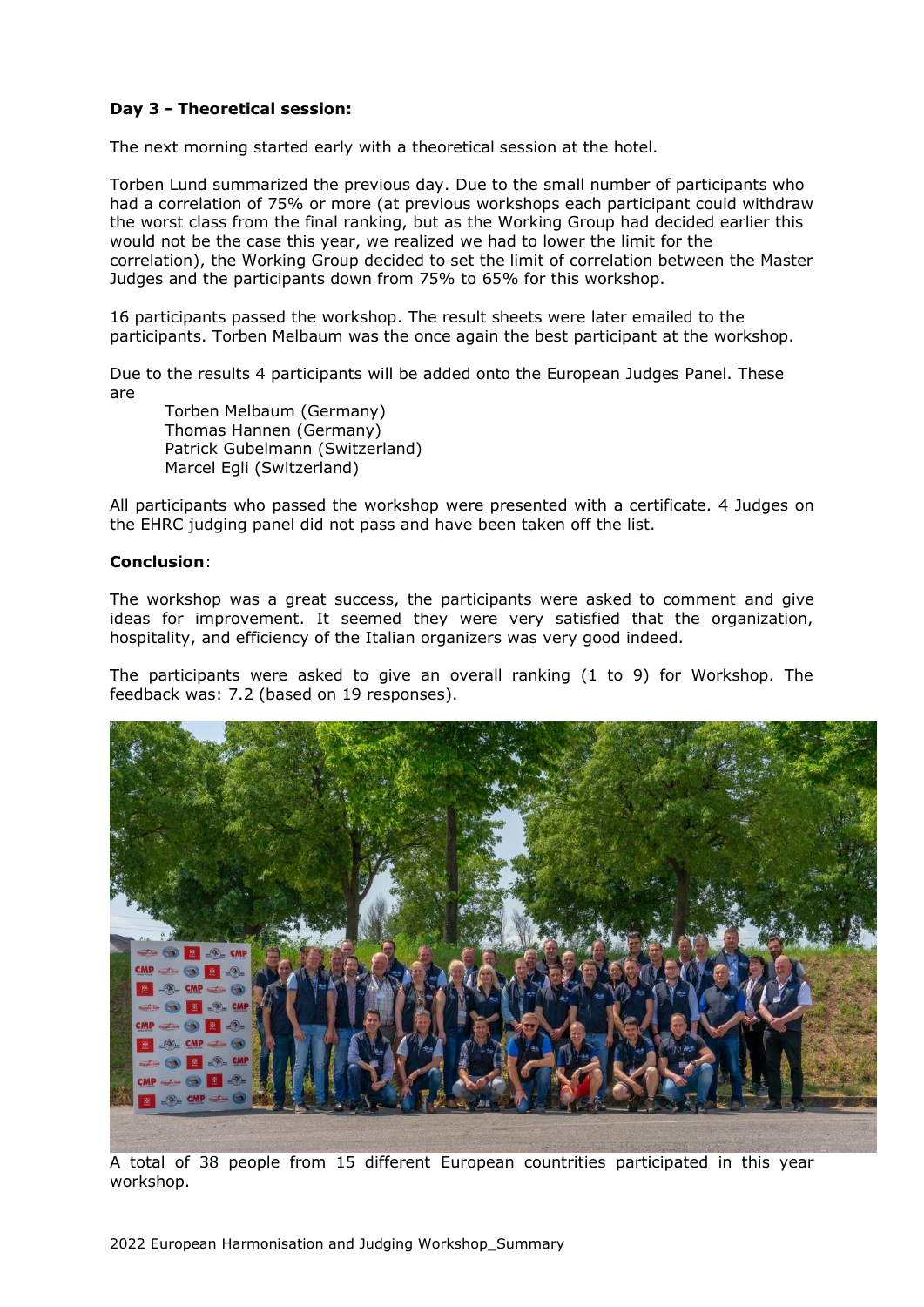**Day 3 - Theoretical session:**

The next morning started early with a theoretical session at the hotel.

Torben Lund summarized the previous day. Due to the small number of participants who had a correlation of 75% or more (at previous workshops each participant could withdraw the worst class from the final ranking, but as the Working Group had decided earlier this would not be the case this year, we realized we had to lower the limit for the correlation), the Working Group decided to set the limit of correlation between the Master Judges and the participants down from 75% to 65% for this workshop.

16 participants passed the workshop. The result sheets were later emailed to the participants. Torben Melbaum was the once again the best participant at the workshop.

Due to the results 4 participants will be added onto the European Judges Panel. These are

- Torben Melbaum (Germany)
- Thomas Hannen (Germany)
- Patrick Gubelmann (Switzerland)
- Marcel Egli (Switzerland)

All participants who passed the workshop were presented with a certificate. 4 Judges on the EHRC judging panel did not pass and have been taken off the list.

**Conclusion**:

The workshop was a great success, the participants were asked to comment and give ideas for improvement. It seemed they were very satisfied that the organization, hospitality, and efficiency of the Italian organizers was very good indeed.

The participants were asked to give an overall ranking (1 to 9) for Workshop. The feedback was: 7.2 (based on 19 responses).

A total of 38 people from 15 different European countitries participated in this year workshop.